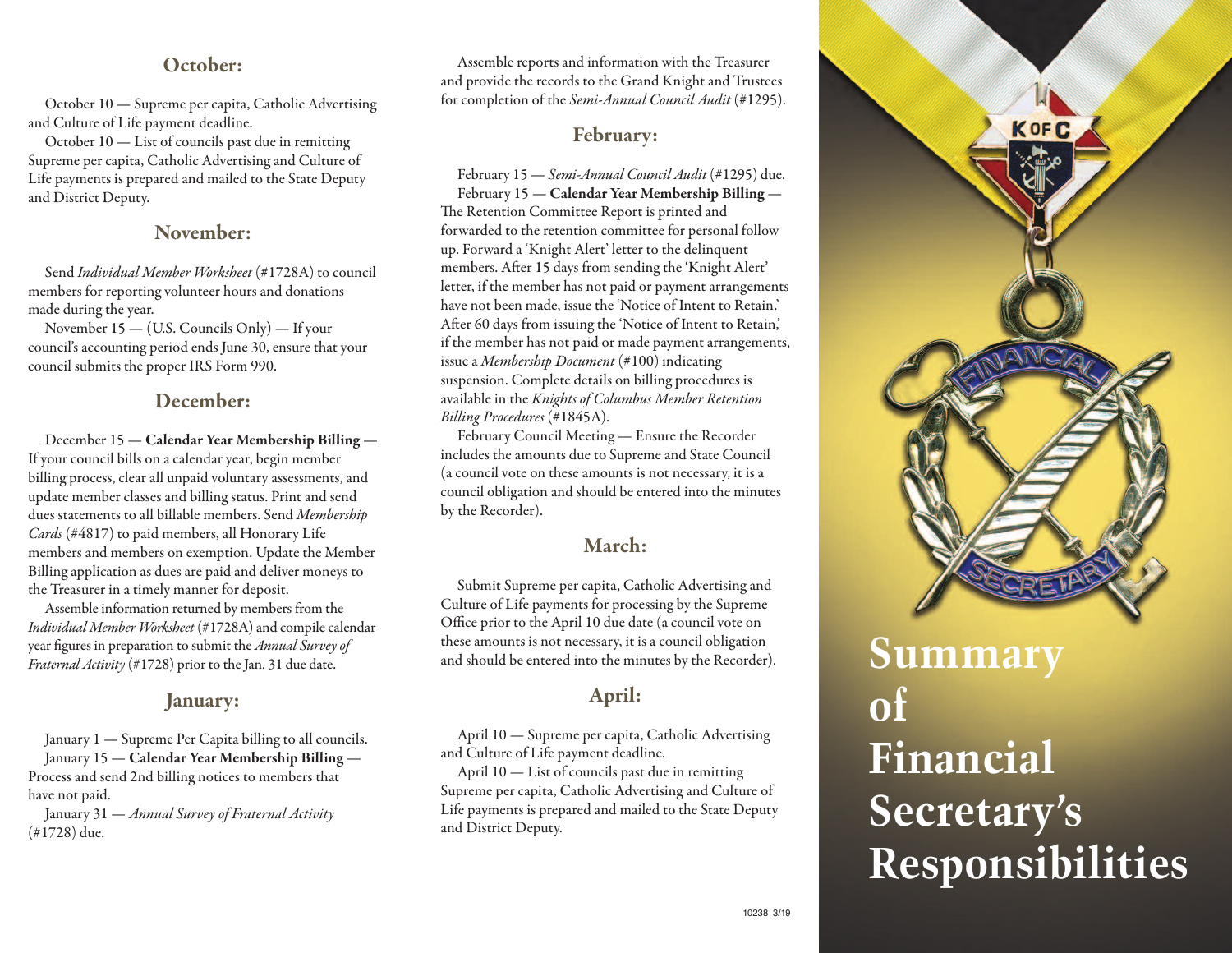## October:

October 10 — Supreme per capita, Catholic Advertising and Culture of Life payment deadline.

October 10 — List of councils past due in remitting Supreme per capita, Catholic Advertising and Culture of Life payments is prepared and mailed to the State Deputy and District Deputy.

## November:

Send *Individual Member Worksheet* (#1728A) to council members for reporting volunteer hours and donations made during the year.

November 15 — (U.S. Councils Only) — If your council's accounting period ends June 30, ensure that your council submits the proper IRS Form 990.

## December:

December 15 — **Calendar Year Membership Billing** — If your council bills on a calendar year, begin member billing process, clear all unpaid voluntary assessments, and update member classes and billing status. Print and send dues statements to all billable members. Send *Membership Cards* (#4817) to paid members, all Honorary Life members and members on exemption. Update the Member Billing application as dues are paid and deliver moneys to the Treasurer in a timely manner for deposit.

Assemble information returned by members from the *Individual Member Worksheet* (#1728A) and compile calendar year figures in preparation to submit the *Annual Survey of Fraternal Activity* (#1728) prior to the Jan. 31 due date.

## January:

January 1 — Supreme Per Capita billing to all councils.

January 15 — **Calendar Year Membership Billing** — Process and send 2nd billing notices to members that have not paid.

January 31 — *Annual Survey of Fraternal Activity* (#1728) due.

Assemble reports and information with the Treasurer and provide the records to the Grand Knight and Trustees for completion of the *Semi-Annual Council Audit* (#1295).

## February:

February 15 — *Semi-Annual Council Audit* (#1295) due.

February 15 — **Calendar Year Membership Billing** — The Retention Committee Report is printed and forwarded to the retention committee for personal follow up. Forward a 'Knight Alert' letter to the delinquent members. After 15 days from sending the 'Knight Alert' letter, if the member has not paid or payment arrangements have not been made, issue the 'Notice of Intent to Retain.' After 60 days from issuing the 'Notice of Intent to Retain,' if the member has not paid or made payment arrangements, issue a *Membership Document* (#100) indicating suspension. Complete details on billing procedures is available in the *Knights of Columbus Member Retention Billing Procedures* (#1845A).

February Council Meeting — Ensure the Recorder includes the amounts due to Supreme and State Council (a council vote on these amounts is not necessary, it is a council obligation and should be entered into the minutes by the Recorder).

## March:

Submit Supreme per capita, Catholic Advertising and Culture of Life payments for processing by the Supreme Office prior to the April 10 due date (a council vote on these amounts is not necessary, it is a council obligation and should be entered into the minutes by the Recorder).

## April:

April 10 — Supreme per capita, Catholic Advertising and Culture of Life payment deadline.

April 10 — List of councils past due in remitting Supreme per capita, Catholic Advertising and Culture of Life payments is prepared and mailed to the State Deputy and District Deputy.

10238 3/19

# Summary of Financial Secretary's Responsibilities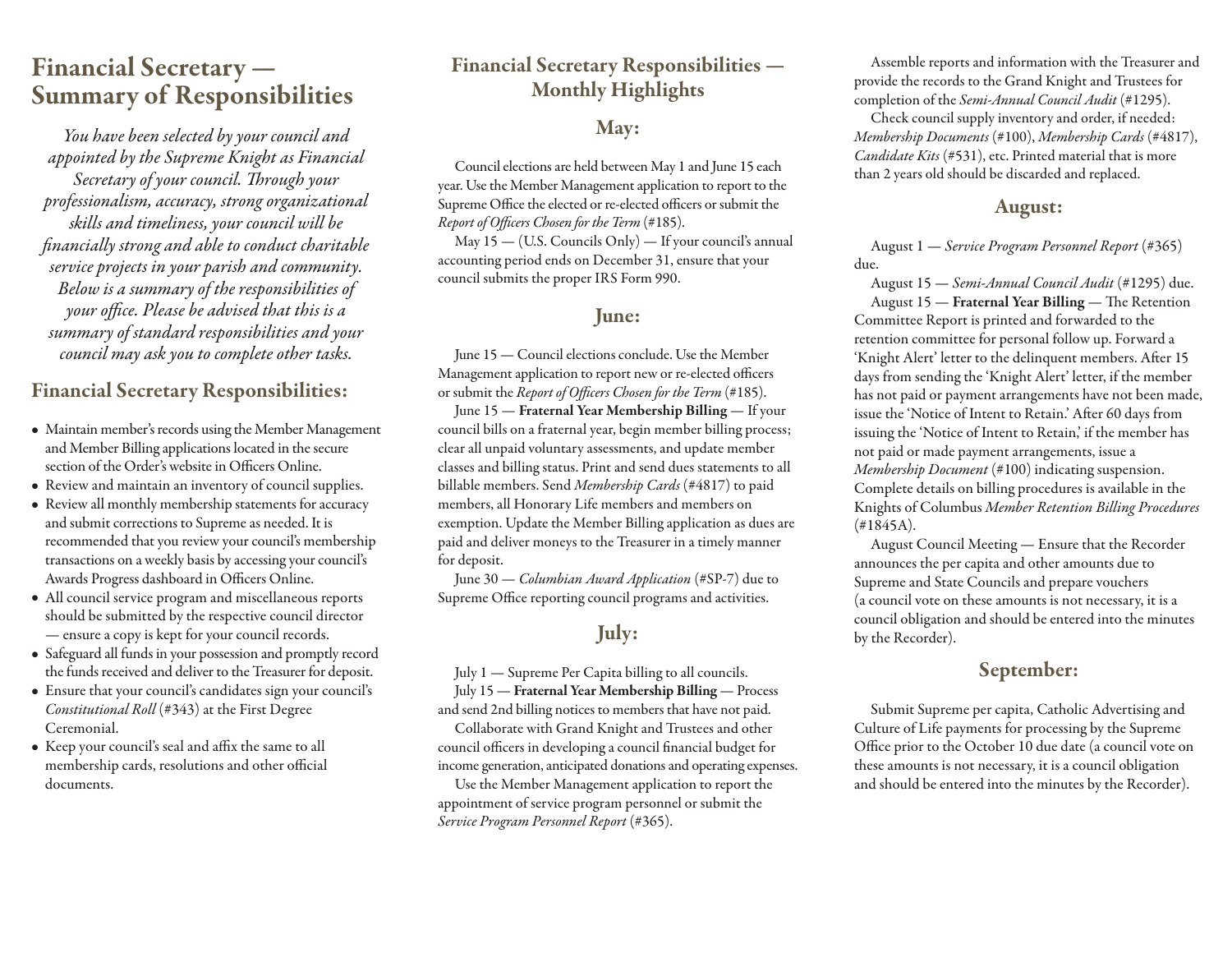# Financial Secretary — Summary of Responsibilities

*You have been selected by your council and appointed by the Supreme Knight as Financial Secretary of your council. Through your professionalism, accuracy, strong organizational skills and timeliness, your council will be financially strong and able to conduct charitable service projects in your parish and community. Below is a summary of the responsibilities of your office. Please be advised that this is a summary of standard responsibilities and your council may ask you to complete other tasks.*

## Financial Secretary Responsibilities:

- Maintain member's records using the Member Management and Member Billing applications located in the secure section of the Order's website in Officers Online.
- Review and maintain an inventory of council supplies.
- Review all monthly membership statements for accuracy and submit corrections to Supreme as needed. It is recommended that you review your council's membership transactions on a weekly basis by accessing your council's Awards Progress dashboard in Officers Online.
- All council service program and miscellaneous reports should be submitted by the respective council director — ensure a copy is kept for your council records.
- Safeguard all funds in your possession and promptly record the funds received and deliver to the Treasurer for deposit.
- Ensure that your council's candidates sign your council's *Constitutional Roll* (#343) at the First Degree Ceremonial.
- Keep your council's seal and affix the same to all membership cards, resolutions and other official documents.

## Financial Secretary Responsibilities — Monthly Highlights

### May:

Council elections are held between May 1 and June 15 each year. Use the Member Management application to report to the Supreme Office the elected or re-elected officers or submit the *Report of Officers Chosen for the Term* (#185).

May 15 — (U.S. Councils Only) — If your council's annual accounting period ends on December 31, ensure that your council submits the proper IRS Form 990.

### June:

June 15 — Council elections conclude. Use the Member Management application to report new or re-elected officers or submit the *Report of Officers Chosen for the Term* (#185).

June 15 — **Fraternal Year Membership Billing** — If your council bills on a fraternal year, begin member billing process; clear all unpaid voluntary assessments, and update member classes and billing status. Print and send dues statements to all billable members. Send *Membership Cards* (#4817) to paid members, all Honorary Life members and members on exemption. Update the Member Billing application as dues are paid and deliver moneys to the Treasurer in a timely manner for deposit.

June 30 — *Columbian Award Application* (#SP-7) due to Supreme Office reporting council programs and activities.

### July:

July 1 — Supreme Per Capita billing to all councils.

July 15 — **Fraternal Year Membership Billing** — Process and send 2nd billing notices to members that have not paid.

Collaborate with Grand Knight and Trustees and other council officers in developing a council financial budget for income generation, anticipated donations and operating expenses.

Use the Member Management application to report the appointment of service program personnel or submit the *Service Program Personnel Report* (#365).

Assemble reports and information with the Treasurer and provide the records to the Grand Knight and Trustees for completion of the *Semi-Annual Council Audit* (#1295).

Check council supply inventory and order, if needed: *Membership Documents* (#100), *Membership Cards* (#4817), *Candidate Kits* (#531), etc. Printed material that is more than 2 years old should be discarded and replaced.

### August:

August 1 — *Service Program Personnel Report* (#365) due.

August 15 — *Semi-Annual Council Audit* (#1295) due.

August 15 — **Fraternal Year Billing** — The Retention Committee Report is printed and forwarded to the retention committee for personal follow up. Forward a 'Knight Alert' letter to the delinquent members. After 15 days from sending the 'Knight Alert' letter, if the member has not paid or payment arrangements have not been made, issue the 'Notice of Intent to Retain.' After 60 days from issuing the 'Notice of Intent to Retain,' if the member has not paid or made payment arrangements, issue a *Membership Document* (#100) indicating suspension. Complete details on billing procedures is available in the Knights of Columbus *Member Retention Billing Procedures* (#1845A).

August Council Meeting — Ensure that the Recorder announces the per capita and other amounts due to Supreme and State Councils and prepare vouchers (a council vote on these amounts is not necessary, it is a council obligation and should be entered into the minutes by the Recorder).

### September:

Submit Supreme per capita, Catholic Advertising and Culture of Life payments for processing by the Supreme Office prior to the October 10 due date (a council vote on these amounts is not necessary, it is a council obligation and should be entered into the minutes by the Recorder).